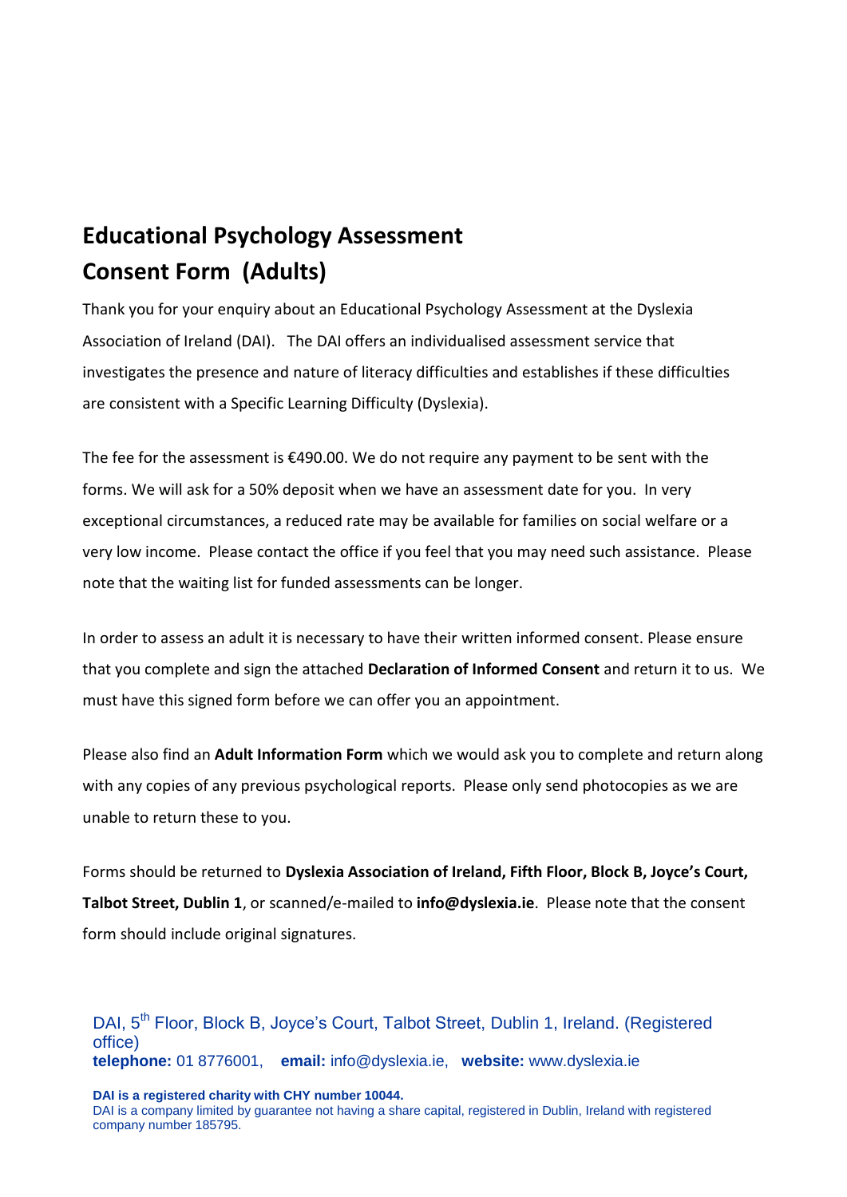# Educational Psychology Assessment Consent Form (Adults)

Thank you for your enquiry about an Educational Psychology Assessment at the Dyslexia Association of Ireland (DAI). The DAI offers an individualised assessment service that investigates the presence and nature of literacy difficulties and establishes if these difficulties are consistent with a Specific Learning Difficulty (Dyslexia).

The fee for the assessment is €490.00. We do not require any payment to be sent with the forms. We will ask for a 50% deposit when we have an assessment date for you. In very exceptional circumstances, a reduced rate may be available for families on social welfare or a very low income. Please contact the office if you feel that you may need such assistance. Please note that the waiting list for funded assessments can be longer.

In order to assess an adult it is necessary to have their written informed consent. Please ensure that you complete and sign the attached **Declaration of Informed Consent** and return it to us. We must have this signed form before we can offer you an appointment.

Please also find an **Adult Information Form** which we would ask you to complete and return along with any copies of any previous psychological reports. Please only send photocopies as we are unable to return these to you.

Forms should be returned to **Dyslexia Association of Ireland, Fifth Floor, Block B, Joyce's Court, Talbot Street, Dublin 1**, or scanned/e-mailed to **info@dyslexia.ie**. Please note that the consent form should include original signatures.

DAI, 5th Floor, Block B, Joyce's Court, Talbot Street, Dublin 1, Ireland. (Registered office)
**telephone:** 01 8776001, **email:** info@dyslexia.ie, **website:** www.dyslexia.ie

**DAI is a registered charity with CHY number 10044.**
DAI is a company limited by guarantee not having a share capital, registered in Dublin, Ireland with registered company number 185795.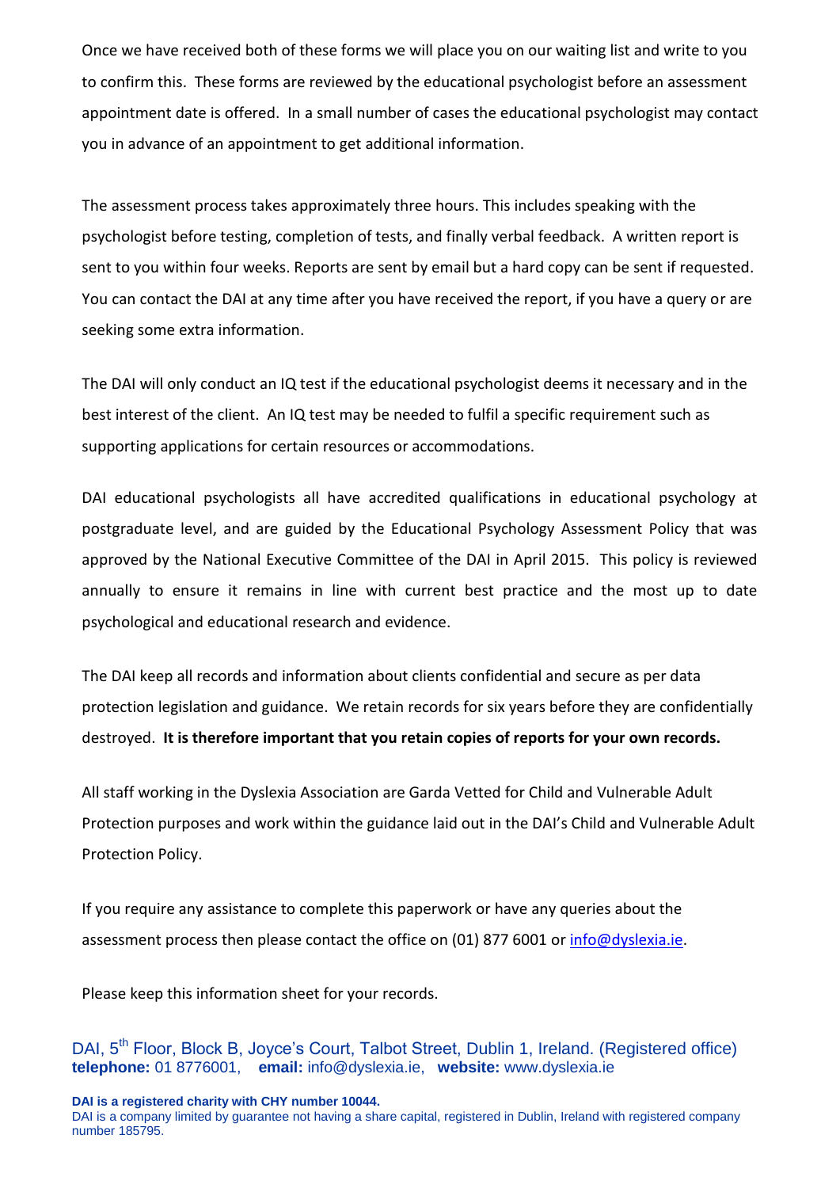Once we have received both of these forms we will place you on our waiting list and write to you to confirm this. These forms are reviewed by the educational psychologist before an assessment appointment date is offered. In a small number of cases the educational psychologist may contact you in advance of an appointment to get additional information.

The assessment process takes approximately three hours. This includes speaking with the psychologist before testing, completion of tests, and finally verbal feedback. A written report is sent to you within four weeks. Reports are sent by email but a hard copy can be sent if requested. You can contact the DAI at any time after you have received the report, if you have a query or are seeking some extra information.

The DAI will only conduct an IQ test if the educational psychologist deems it necessary and in the best interest of the client. An IQ test may be needed to fulfil a specific requirement such as supporting applications for certain resources or accommodations.

DAI educational psychologists all have accredited qualifications in educational psychology at postgraduate level, and are guided by the Educational Psychology Assessment Policy that was approved by the National Executive Committee of the DAI in April 2015. This policy is reviewed annually to ensure it remains in line with current best practice and the most up to date psychological and educational research and evidence.

The DAI keep all records and information about clients confidential and secure as per data protection legislation and guidance. We retain records for six years before they are confidentially destroyed. **It is therefore important that you retain copies of reports for your own records.**

All staff working in the Dyslexia Association are Garda Vetted for Child and Vulnerable Adult Protection purposes and work within the guidance laid out in the DAI's Child and Vulnerable Adult Protection Policy.

If you require any assistance to complete this paperwork or have any queries about the assessment process then please contact the office on (01) 877 6001 or info@dyslexia.ie.

Please keep this information sheet for your records.

DAI, 5th Floor, Block B, Joyce's Court, Talbot Street, Dublin 1, Ireland. (Registered office)
**telephone:** 01 8776001, **email:** info@dyslexia.ie, **website:** www.dyslexia.ie

**DAI is a registered charity with CHY number 10044.**
DAI is a company limited by guarantee not having a share capital, registered in Dublin, Ireland with registered company number 185795.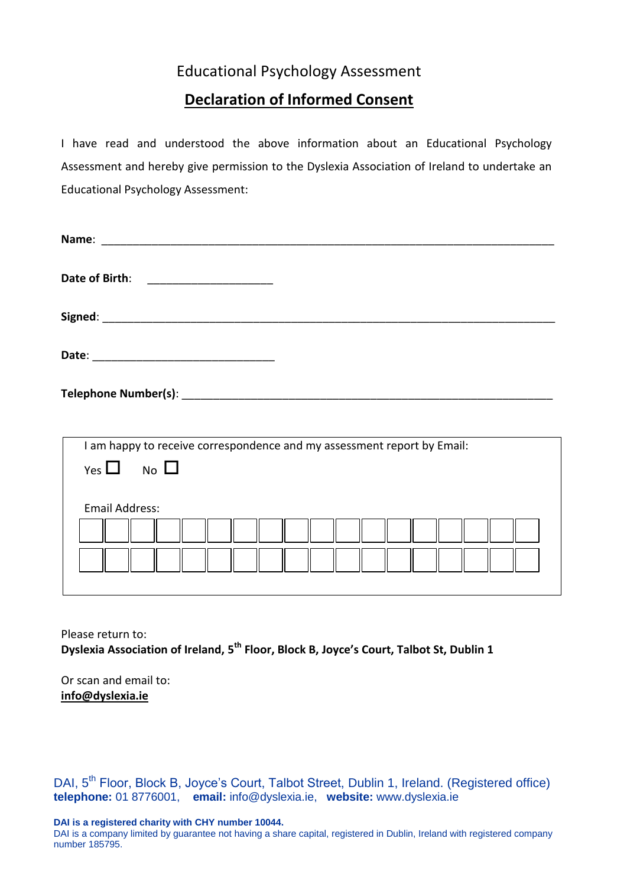Educational Psychology Assessment

## Declaration of Informed Consent

I have read and understood the above information about an Educational Psychology Assessment and hereby give permission to the Dyslexia Association of Ireland to undertake an Educational Psychology Assessment:

**Name**: ______________________________________________________________

**Date of Birth**: ____________________

**Signed**: ______________________________________________________________

**Date**: ____________________________

**Telephone Number(s)**: ____________________________________________________

I am happy to receive correspondence and my assessment report by Email:

Yes ☐ No ☐

Email Address:

| | | | | | | | | | | | | | | | | | |
|---|---|---|---|---|---|---|---|---|---|---|---|---|---|---|---|---|---|
| | | | | | | | | | | | | | | | | | |

Please return to:
**Dyslexia Association of Ireland, 5th Floor, Block B, Joyce's Court, Talbot St, Dublin 1**

Or scan and email to:
**info@dyslexia.ie**

DAI, 5th Floor, Block B, Joyce's Court, Talbot Street, Dublin 1, Ireland. (Registered office)
**telephone:** 01 8776001, **email:** info@dyslexia.ie, **website:** www.dyslexia.ie

**DAI is a registered charity with CHY number 10044.**
DAI is a company limited by guarantee not having a share capital, registered in Dublin, Ireland with registered company number 185795.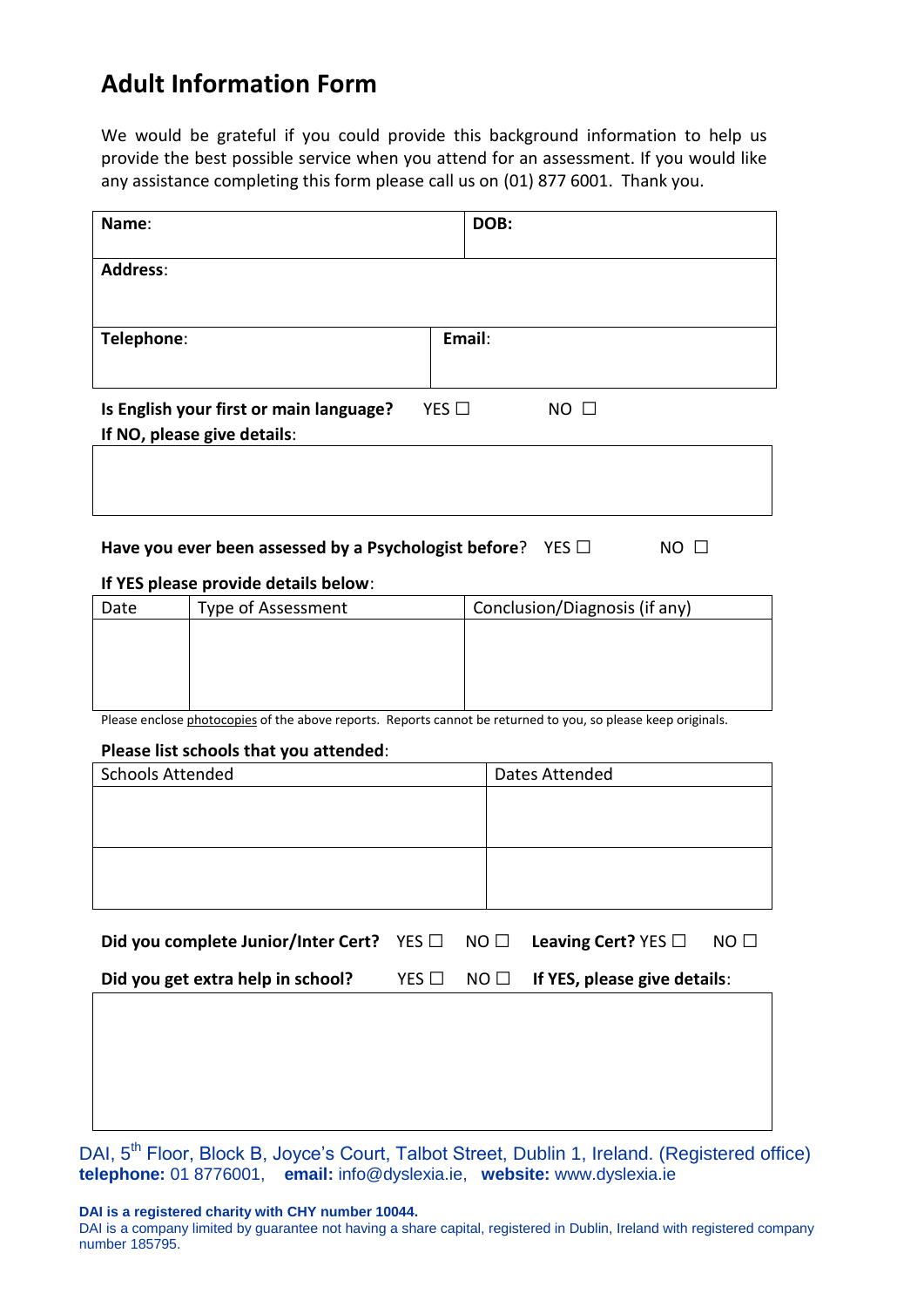# Adult Information Form

We would be grateful if you could provide this background information to help us provide the best possible service when you attend for an assessment. If you would like any assistance completing this form please call us on (01) 877 6001. Thank you.

| **Name**: | **DOB:** |
|---|---|
| **Address**: | |
| **Telephone**: | **Email**: |

**Is English your first or main language?** YES ☐ NO ☐

**If NO, please give details**:

| |
|---|
| |

**Have you ever been assessed by a Psychologist before**? YES ☐ NO ☐

**If YES please provide details below**:

| Date | Type of Assessment | Conclusion/Diagnosis (if any) |
|---|---|---|
| | | |

Please enclose photocopies of the above reports. Reports cannot be returned to you, so please keep originals.

**Please list schools that you attended**:

| Schools Attended | Dates Attended |
|---|---|
| | |
| | |

**Did you complete Junior/Inter Cert?** YES ☐ NO ☐ **Leaving Cert?** YES ☐ NO ☐

**Did you get extra help in school?** YES ☐ NO ☐ **If YES, please give details**:

| |
|---|
| |

DAI, 5th Floor, Block B, Joyce's Court, Talbot Street, Dublin 1, Ireland. (Registered office)
**telephone:** 01 8776001, **email:** info@dyslexia.ie, **website:** www.dyslexia.ie

**DAI is a registered charity with CHY number 10044.**
DAI is a company limited by guarantee not having a share capital, registered in Dublin, Ireland with registered company number 185795.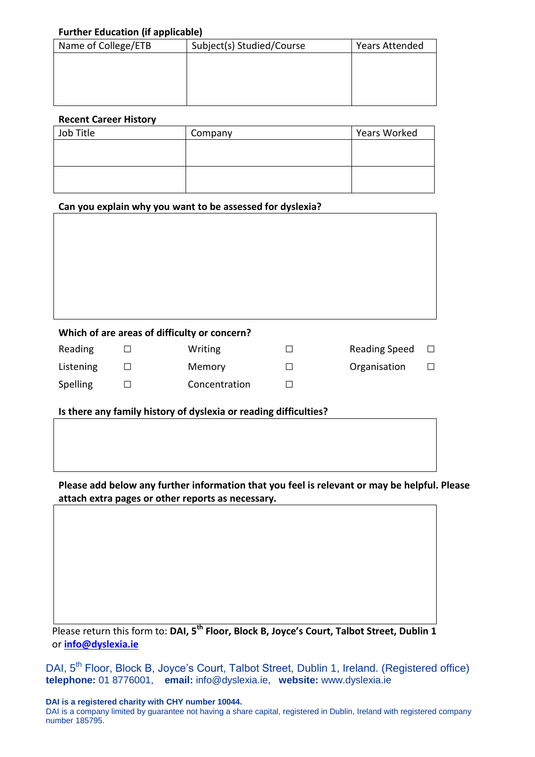**Further Education (if applicable)**

| Name of College/ETB | Subject(s) Studied/Course | Years Attended |
|---|---|---|
| | | |

**Recent Career History**

| Job Title | Company | Years Worked |
|---|---|---|
| | | |
| | | |

**Can you explain why you want to be assessed for dyslexia?**

**Which of are areas of difficulty or concern?**

| | | | | | |
|---|---|---|---|---|---|
| Reading | ☐ | Writing | ☐ | Reading Speed | ☐ |
| Listening | ☐ | Memory | ☐ | Organisation | ☐ |
| Spelling | ☐ | Concentration | ☐ | | |

**Is there any family history of dyslexia or reading difficulties?**

**Please add below any further information that you feel is relevant or may be helpful. Please attach extra pages or other reports as necessary.**

Please return this form to: **DAI, 5th Floor, Block B, Joyce's Court, Talbot Street, Dublin 1** or **info@dyslexia.ie**

DAI, 5th Floor, Block B, Joyce's Court, Talbot Street, Dublin 1, Ireland. (Registered office)
**telephone:** 01 8776001, **email:** info@dyslexia.ie, **website:** www.dyslexia.ie

**DAI is a registered charity with CHY number 10044.**
DAI is a company limited by guarantee not having a share capital, registered in Dublin, Ireland with registered company number 185795.